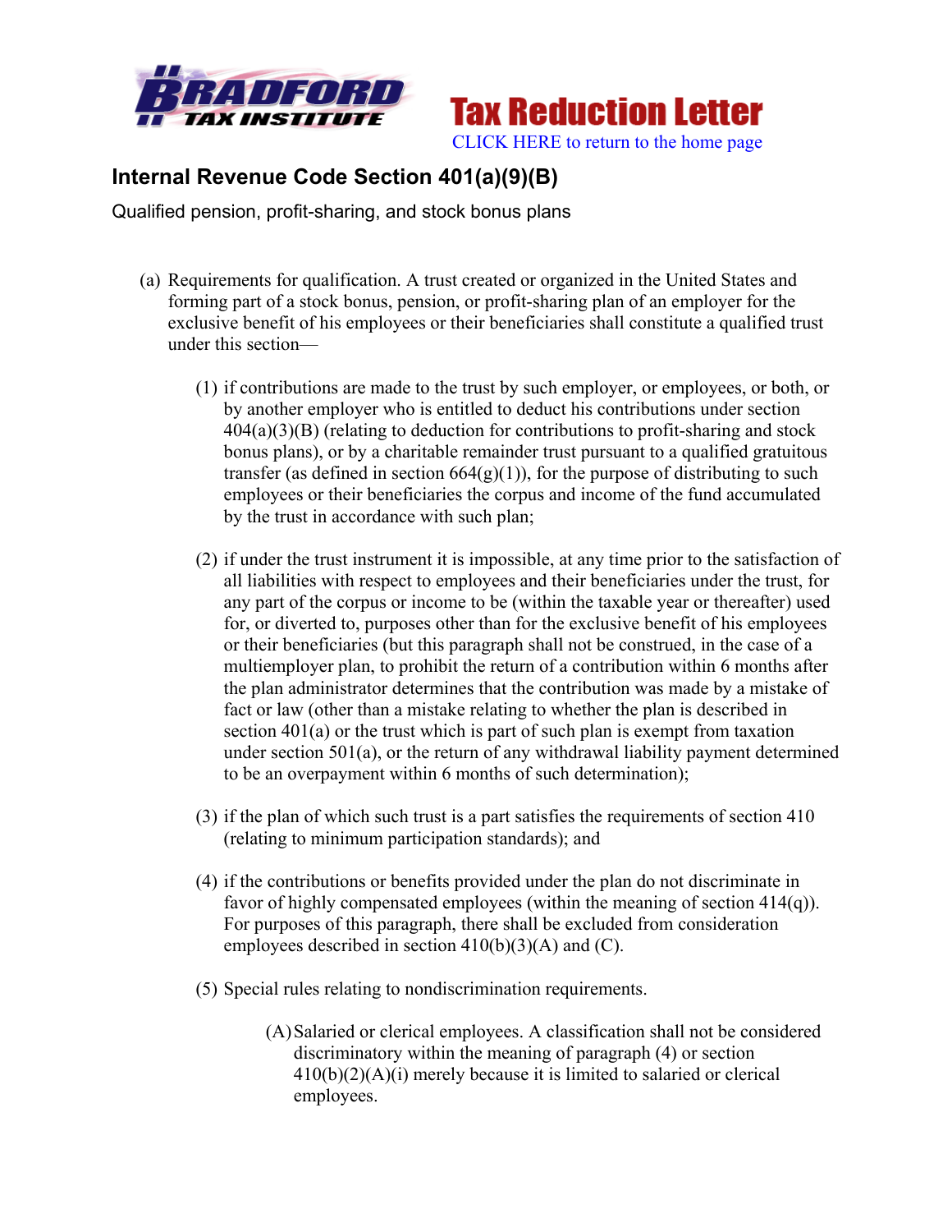Tax Reduction Letter

CLICK HERE to return to the home page

## Internal Revenue Code Section 401(a)(9)(B)

Qualified pension, profit-sharing, and stock bonus plans

(a) Requirements for qualification. A trust created or organized in the United States and forming part of a stock bonus, pension, or profit-sharing plan of an employer for the exclusive benefit of his employees or their beneficiaries shall constitute a qualified trust under this section—

(1) if contributions are made to the trust by such employer, or employees, or both, or by another employer who is entitled to deduct his contributions under section 404(a)(3)(B) (relating to deduction for contributions to profit-sharing and stock bonus plans), or by a charitable remainder trust pursuant to a qualified gratuitous transfer (as defined in section 664(g)(1)), for the purpose of distributing to such employees or their beneficiaries the corpus and income of the fund accumulated by the trust in accordance with such plan;

(2) if under the trust instrument it is impossible, at any time prior to the satisfaction of all liabilities with respect to employees and their beneficiaries under the trust, for any part of the corpus or income to be (within the taxable year or thereafter) used for, or diverted to, purposes other than for the exclusive benefit of his employees or their beneficiaries (but this paragraph shall not be construed, in the case of a multiemployer plan, to prohibit the return of a contribution within 6 months after the plan administrator determines that the contribution was made by a mistake of fact or law (other than a mistake relating to whether the plan is described in section 401(a) or the trust which is part of such plan is exempt from taxation under section 501(a), or the return of any withdrawal liability payment determined to be an overpayment within 6 months of such determination);

(3) if the plan of which such trust is a part satisfies the requirements of section 410 (relating to minimum participation standards); and

(4) if the contributions or benefits provided under the plan do not discriminate in favor of highly compensated employees (within the meaning of section 414(q)). For purposes of this paragraph, there shall be excluded from consideration employees described in section 410(b)(3)(A) and (C).

(5) Special rules relating to nondiscrimination requirements.

(A) Salaried or clerical employees. A classification shall not be considered discriminatory within the meaning of paragraph (4) or section 410(b)(2)(A)(i) merely because it is limited to salaried or clerical employees.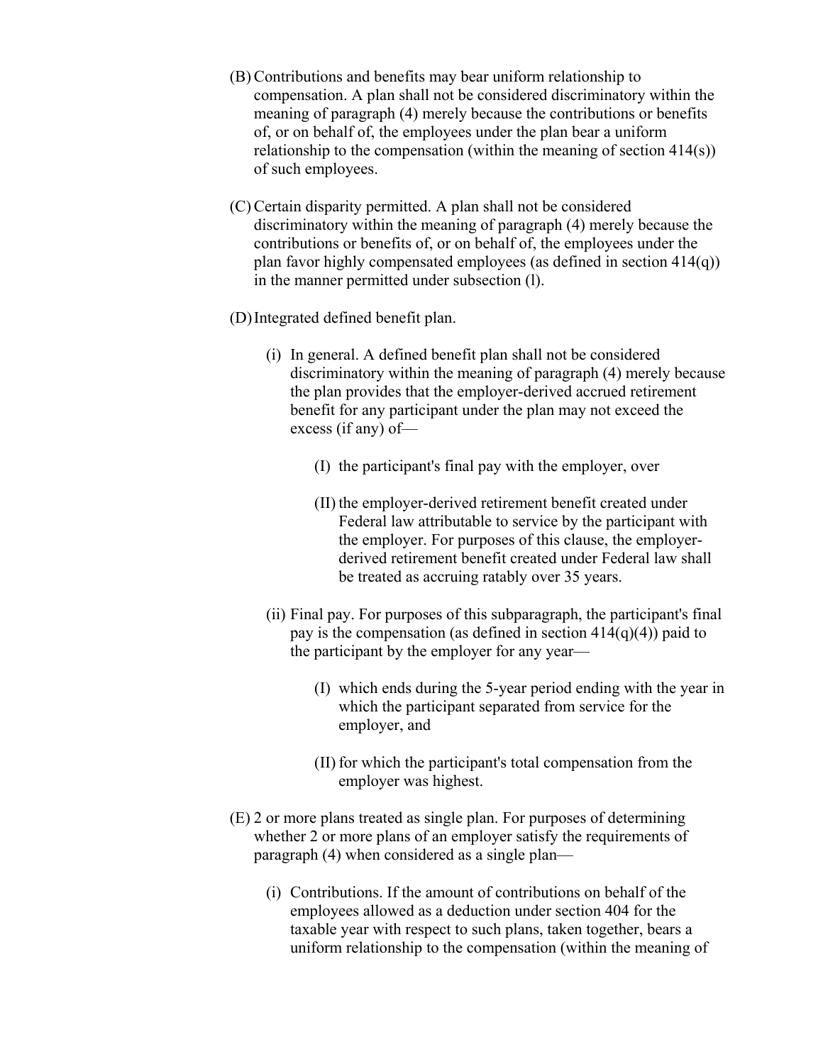(B) Contributions and benefits may bear uniform relationship to compensation. A plan shall not be considered discriminatory within the meaning of paragraph (4) merely because the contributions or benefits of, or on behalf of, the employees under the plan bear a uniform relationship to the compensation (within the meaning of section 414(s)) of such employees.

(C) Certain disparity permitted. A plan shall not be considered discriminatory within the meaning of paragraph (4) merely because the contributions or benefits of, or on behalf of, the employees under the plan favor highly compensated employees (as defined in section 414(q)) in the manner permitted under subsection (l).

(D) Integrated defined benefit plan.

- (i) In general. A defined benefit plan shall not be considered discriminatory within the meaning of paragraph (4) merely because the plan provides that the employer-derived accrued retirement benefit for any participant under the plan may not exceed the excess (if any) of—

  - (I) the participant's final pay with the employer, over

  - (II) the employer-derived retirement benefit created under Federal law attributable to service by the participant with the employer. For purposes of this clause, the employer-derived retirement benefit created under Federal law shall be treated as accruing ratably over 35 years.

- (ii) Final pay. For purposes of this subparagraph, the participant's final pay is the compensation (as defined in section 414(q)(4)) paid to the participant by the employer for any year—

  - (I) which ends during the 5-year period ending with the year in which the participant separated from service for the employer, and

  - (II) for which the participant's total compensation from the employer was highest.

(E) 2 or more plans treated as single plan. For purposes of determining whether 2 or more plans of an employer satisfy the requirements of paragraph (4) when considered as a single plan—

- (i) Contributions. If the amount of contributions on behalf of the employees allowed as a deduction under section 404 for the taxable year with respect to such plans, taken together, bears a uniform relationship to the compensation (within the meaning of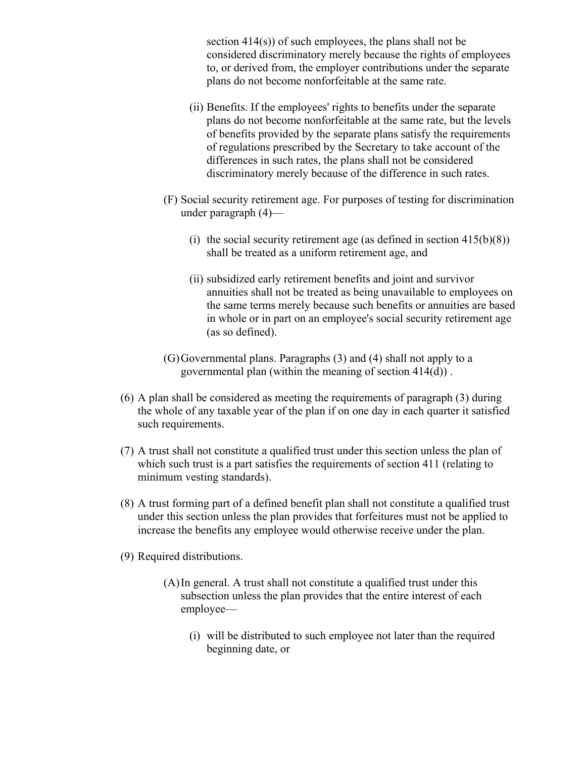section 414(s)) of such employees, the plans shall not be considered discriminatory merely because the rights of employees to, or derived from, the employer contributions under the separate plans do not become nonforfeitable at the same rate.

(ii) Benefits. If the employees' rights to benefits under the separate plans do not become nonforfeitable at the same rate, but the levels of benefits provided by the separate plans satisfy the requirements of regulations prescribed by the Secretary to take account of the differences in such rates, the plans shall not be considered discriminatory merely because of the difference in such rates.

(F) Social security retirement age. For purposes of testing for discrimination under paragraph (4)—

(i) the social security retirement age (as defined in section 415(b)(8)) shall be treated as a uniform retirement age, and

(ii) subsidized early retirement benefits and joint and survivor annuities shall not be treated as being unavailable to employees on the same terms merely because such benefits or annuities are based in whole or in part on an employee's social security retirement age (as so defined).

(G) Governmental plans. Paragraphs (3) and (4) shall not apply to a governmental plan (within the meaning of section 414(d)) .

(6) A plan shall be considered as meeting the requirements of paragraph (3) during the whole of any taxable year of the plan if on one day in each quarter it satisfied such requirements.

(7) A trust shall not constitute a qualified trust under this section unless the plan of which such trust is a part satisfies the requirements of section 411 (relating to minimum vesting standards).

(8) A trust forming part of a defined benefit plan shall not constitute a qualified trust under this section unless the plan provides that forfeitures must not be applied to increase the benefits any employee would otherwise receive under the plan.

(9) Required distributions.

(A) In general. A trust shall not constitute a qualified trust under this subsection unless the plan provides that the entire interest of each employee—

(i) will be distributed to such employee not later than the required beginning date, or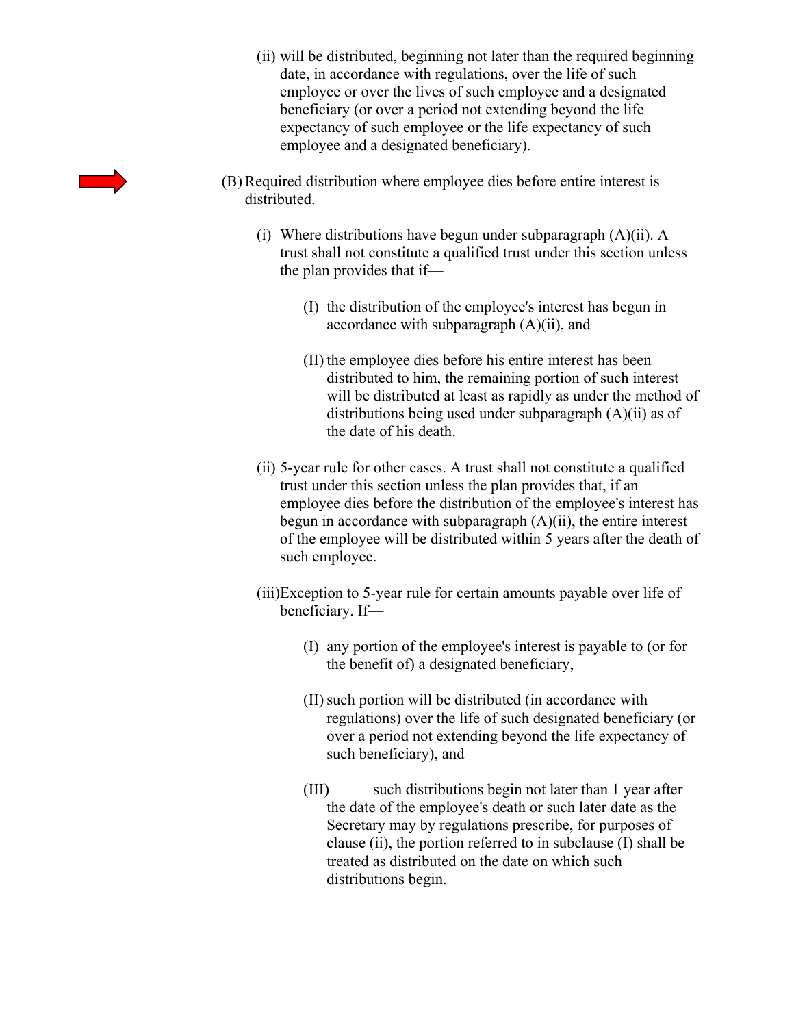(ii) will be distributed, beginning not later than the required beginning date, in accordance with regulations, over the life of such employee or over the lives of such employee and a designated beneficiary (or over a period not extending beyond the life expectancy of such employee or the life expectancy of such employee and a designated beneficiary).

(B) Required distribution where employee dies before entire interest is distributed.

(i) Where distributions have begun under subparagraph (A)(ii). A trust shall not constitute a qualified trust under this section unless the plan provides that if—

(I) the distribution of the employee's interest has begun in accordance with subparagraph (A)(ii), and

(II) the employee dies before his entire interest has been distributed to him, the remaining portion of such interest will be distributed at least as rapidly as under the method of distributions being used under subparagraph (A)(ii) as of the date of his death.

(ii) 5-year rule for other cases. A trust shall not constitute a qualified trust under this section unless the plan provides that, if an employee dies before the distribution of the employee's interest has begun in accordance with subparagraph (A)(ii), the entire interest of the employee will be distributed within 5 years after the death of such employee.

(iii) Exception to 5-year rule for certain amounts payable over life of beneficiary. If—

(I) any portion of the employee's interest is payable to (or for the benefit of) a designated beneficiary,

(II) such portion will be distributed (in accordance with regulations) over the life of such designated beneficiary (or over a period not extending beyond the life expectancy of such beneficiary), and

(III) such distributions begin not later than 1 year after the date of the employee's death or such later date as the Secretary may by regulations prescribe, for purposes of clause (ii), the portion referred to in subclause (I) shall be treated as distributed on the date on which such distributions begin.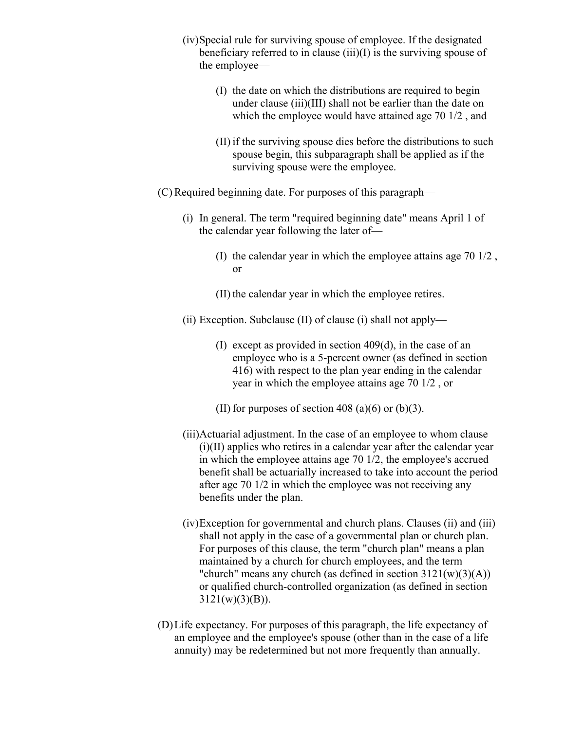(iv) Special rule for surviving spouse of employee. If the designated beneficiary referred to in clause (iii)(I) is the surviving spouse of the employee—

(I) the date on which the distributions are required to begin under clause (iii)(III) shall not be earlier than the date on which the employee would have attained age 70 1/2 , and

(II) if the surviving spouse dies before the distributions to such spouse begin, this subparagraph shall be applied as if the surviving spouse were the employee.

(C) Required beginning date. For purposes of this paragraph—

(i) In general. The term "required beginning date" means April 1 of the calendar year following the later of—

(I) the calendar year in which the employee attains age 70 1/2 , or

(II) the calendar year in which the employee retires.

(ii) Exception. Subclause (II) of clause (i) shall not apply—

(I) except as provided in section 409(d), in the case of an employee who is a 5-percent owner (as defined in section 416) with respect to the plan year ending in the calendar year in which the employee attains age 70 1/2 , or

(II) for purposes of section 408 (a)(6) or (b)(3).

(iii) Actuarial adjustment. In the case of an employee to whom clause (i)(II) applies who retires in a calendar year after the calendar year in which the employee attains age 70 1/2, the employee's accrued benefit shall be actuarially increased to take into account the period after age 70 1/2 in which the employee was not receiving any benefits under the plan.

(iv) Exception for governmental and church plans. Clauses (ii) and (iii) shall not apply in the case of a governmental plan or church plan. For purposes of this clause, the term "church plan" means a plan maintained by a church for church employees, and the term "church" means any church (as defined in section 3121(w)(3)(A)) or qualified church-controlled organization (as defined in section 3121(w)(3)(B)).

(D) Life expectancy. For purposes of this paragraph, the life expectancy of an employee and the employee's spouse (other than in the case of a life annuity) may be redetermined but not more frequently than annually.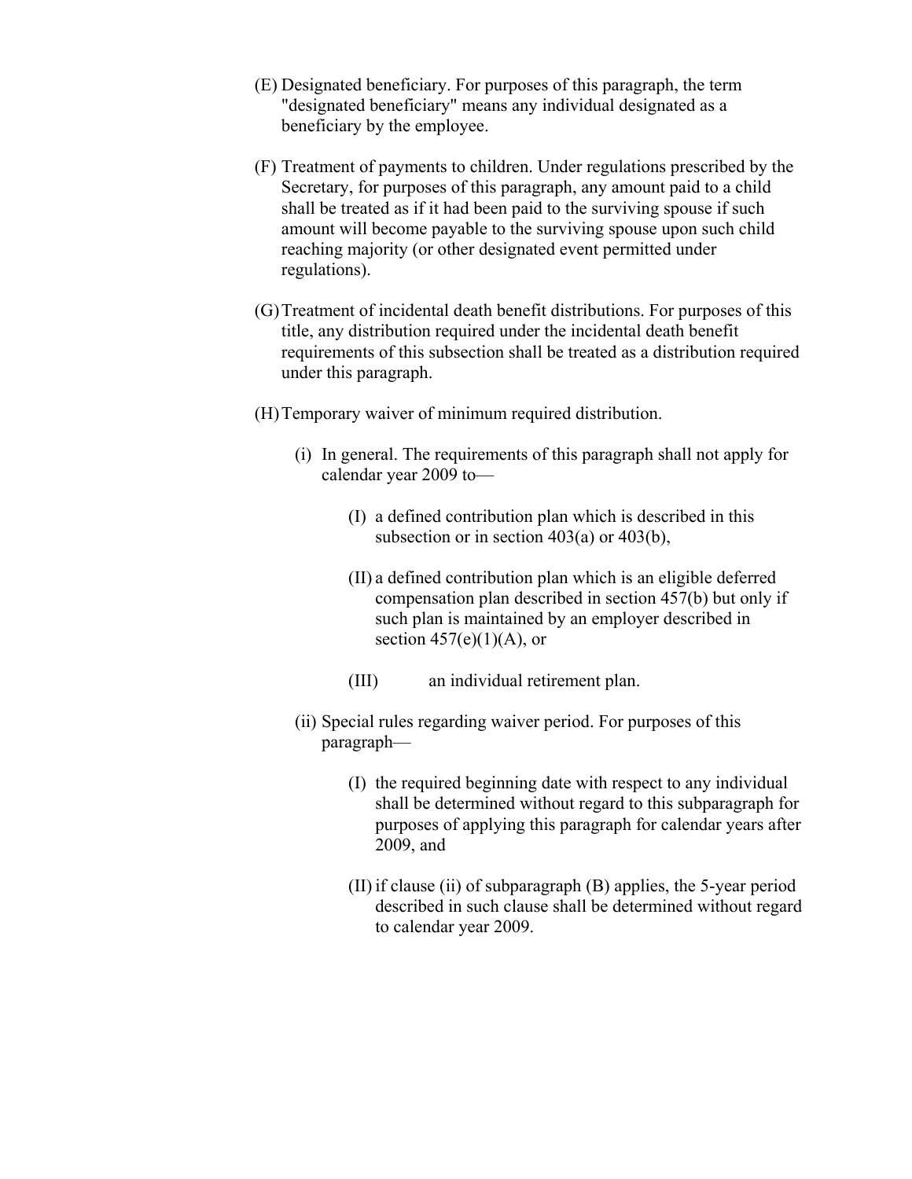(E) Designated beneficiary. For purposes of this paragraph, the term "designated beneficiary" means any individual designated as a beneficiary by the employee.

(F) Treatment of payments to children. Under regulations prescribed by the Secretary, for purposes of this paragraph, any amount paid to a child shall be treated as if it had been paid to the surviving spouse if such amount will become payable to the surviving spouse upon such child reaching majority (or other designated event permitted under regulations).

(G) Treatment of incidental death benefit distributions. For purposes of this title, any distribution required under the incidental death benefit requirements of this subsection shall be treated as a distribution required under this paragraph.

(H) Temporary waiver of minimum required distribution.

  (i) In general. The requirements of this paragraph shall not apply for calendar year 2009 to—

    (I) a defined contribution plan which is described in this subsection or in section 403(a) or 403(b),

    (II) a defined contribution plan which is an eligible deferred compensation plan described in section 457(b) but only if such plan is maintained by an employer described in section 457(e)(1)(A), or

    (III) an individual retirement plan.

  (ii) Special rules regarding waiver period. For purposes of this paragraph—

    (I) the required beginning date with respect to any individual shall be determined without regard to this subparagraph for purposes of applying this paragraph for calendar years after 2009, and

    (II) if clause (ii) of subparagraph (B) applies, the 5-year period described in such clause shall be determined without regard to calendar year 2009.